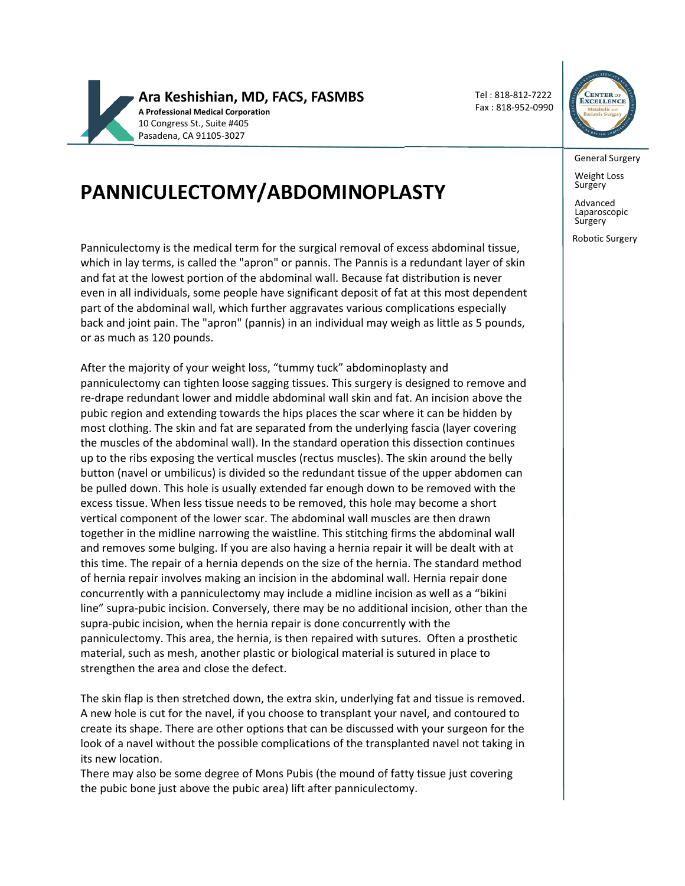**Ara Keshishian, MD, FACS, FASMBS**
**A Professional Medical Corporation**
10 Congress St., Suite #405
Pasadena, CA 91105-3027

Tel : 818-812-7222
Fax : 818-952-0990

General Surgery

Weight Loss Surgery

Advanced Laparoscopic Surgery

Robotic Surgery

# PANNICULECTOMY/ABDOMINOPLASTY

Panniculectomy is the medical term for the surgical removal of excess abdominal tissue, which in lay terms, is called the "apron" or pannis. The Pannis is a redundant layer of skin and fat at the lowest portion of the abdominal wall. Because fat distribution is never even in all individuals, some people have significant deposit of fat at this most dependent part of the abdominal wall, which further aggravates various complications especially back and joint pain. The "apron" (pannis) in an individual may weigh as little as 5 pounds, or as much as 120 pounds.

After the majority of your weight loss, "tummy tuck" abdominoplasty and panniculectomy can tighten loose sagging tissues. This surgery is designed to remove and re-drape redundant lower and middle abdominal wall skin and fat. An incision above the pubic region and extending towards the hips places the scar where it can be hidden by most clothing. The skin and fat are separated from the underlying fascia (layer covering the muscles of the abdominal wall). In the standard operation this dissection continues up to the ribs exposing the vertical muscles (rectus muscles). The skin around the belly button (navel or umbilicus) is divided so the redundant tissue of the upper abdomen can be pulled down. This hole is usually extended far enough down to be removed with the excess tissue. When less tissue needs to be removed, this hole may become a short vertical component of the lower scar. The abdominal wall muscles are then drawn together in the midline narrowing the waistline. This stitching firms the abdominal wall and removes some bulging. If you are also having a hernia repair it will be dealt with at this time. The repair of a hernia depends on the size of the hernia. The standard method of hernia repair involves making an incision in the abdominal wall. Hernia repair done concurrently with a panniculectomy may include a midline incision as well as a "bikini line" supra-pubic incision. Conversely, there may be no additional incision, other than the supra-pubic incision, when the hernia repair is done concurrently with the panniculectomy. This area, the hernia, is then repaired with sutures. Often a prosthetic material, such as mesh, another plastic or biological material is sutured in place to strengthen the area and close the defect.

The skin flap is then stretched down, the extra skin, underlying fat and tissue is removed. A new hole is cut for the navel, if you choose to transplant your navel, and contoured to create its shape. There are other options that can be discussed with your surgeon for the look of a navel without the possible complications of the transplanted navel not taking in its new location.
There may also be some degree of Mons Pubis (the mound of fatty tissue just covering the pubic bone just above the pubic area) lift after panniculectomy.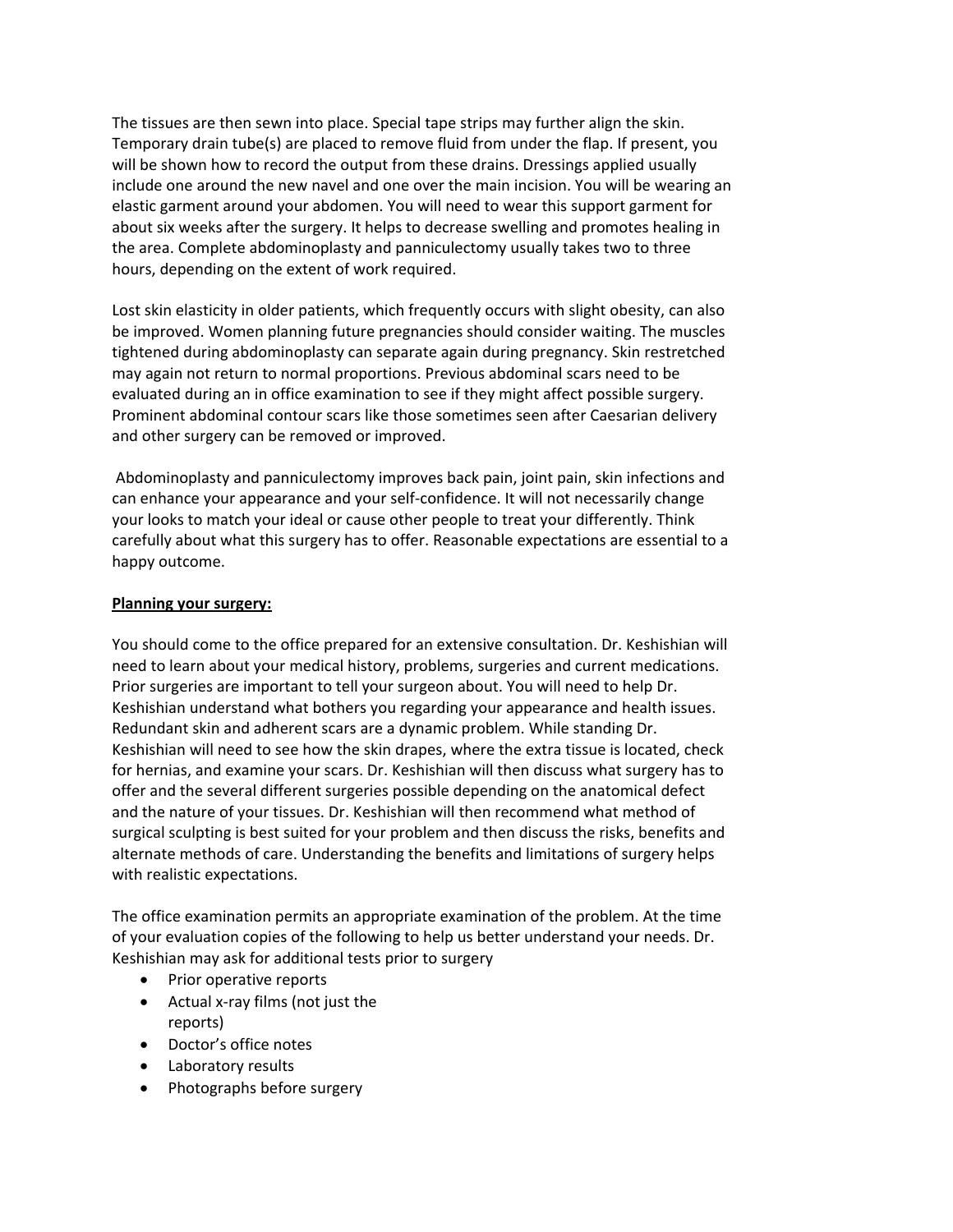The tissues are then sewn into place. Special tape strips may further align the skin. Temporary drain tube(s) are placed to remove fluid from under the flap. If present, you will be shown how to record the output from these drains. Dressings applied usually include one around the new navel and one over the main incision. You will be wearing an elastic garment around your abdomen. You will need to wear this support garment for about six weeks after the surgery. It helps to decrease swelling and promotes healing in the area. Complete abdominoplasty and panniculectomy usually takes two to three hours, depending on the extent of work required.

Lost skin elasticity in older patients, which frequently occurs with slight obesity, can also be improved. Women planning future pregnancies should consider waiting. The muscles tightened during abdominoplasty can separate again during pregnancy. Skin restretched may again not return to normal proportions. Previous abdominal scars need to be evaluated during an in office examination to see if they might affect possible surgery. Prominent abdominal contour scars like those sometimes seen after Caesarian delivery and other surgery can be removed or improved.

Abdominoplasty and panniculectomy improves back pain, joint pain, skin infections and can enhance your appearance and your self-confidence. It will not necessarily change your looks to match your ideal or cause other people to treat your differently. Think carefully about what this surgery has to offer. Reasonable expectations are essential to a happy outcome.

**Planning your surgery:**

You should come to the office prepared for an extensive consultation. Dr. Keshishian will need to learn about your medical history, problems, surgeries and current medications. Prior surgeries are important to tell your surgeon about. You will need to help Dr. Keshishian understand what bothers you regarding your appearance and health issues. Redundant skin and adherent scars are a dynamic problem. While standing Dr. Keshishian will need to see how the skin drapes, where the extra tissue is located, check for hernias, and examine your scars. Dr. Keshishian will then discuss what surgery has to offer and the several different surgeries possible depending on the anatomical defect and the nature of your tissues. Dr. Keshishian will then recommend what method of surgical sculpting is best suited for your problem and then discuss the risks, benefits and alternate methods of care. Understanding the benefits and limitations of surgery helps with realistic expectations.

The office examination permits an appropriate examination of the problem. At the time of your evaluation copies of the following to help us better understand your needs. Dr. Keshishian may ask for additional tests prior to surgery

- Prior operative reports
- Actual x-ray films (not just the reports)
- Doctor's office notes
- Laboratory results
- Photographs before surgery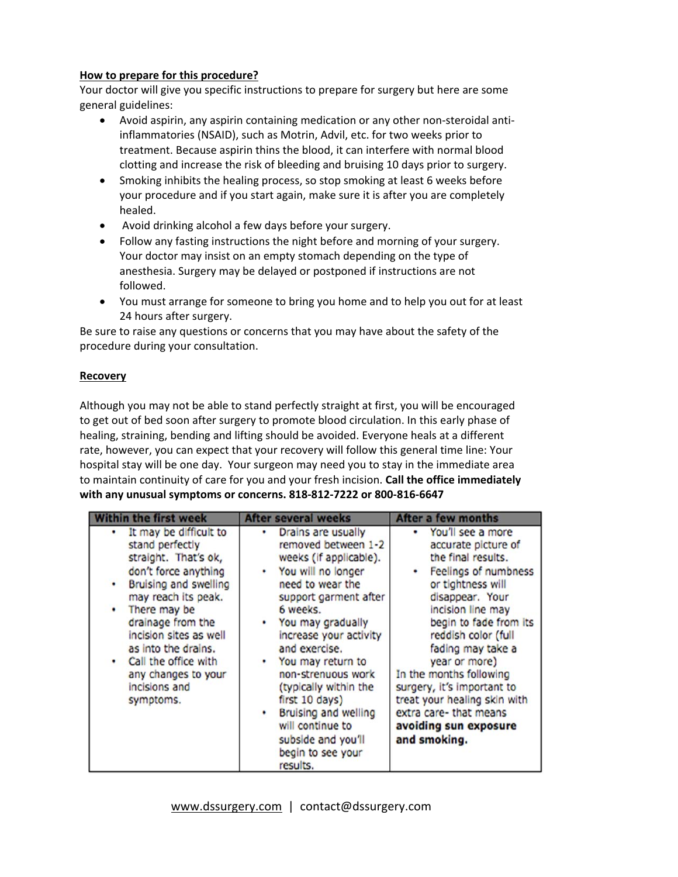**How to prepare for this procedure?**

Your doctor will give you specific instructions to prepare for surgery but here are some general guidelines:

- Avoid aspirin, any aspirin containing medication or any other non-steroidal anti-inflammatories (NSAID), such as Motrin, Advil, etc. for two weeks prior to treatment. Because aspirin thins the blood, it can interfere with normal blood clotting and increase the risk of bleeding and bruising 10 days prior to surgery.
- Smoking inhibits the healing process, so stop smoking at least 6 weeks before your procedure and if you start again, make sure it is after you are completely healed.
- Avoid drinking alcohol a few days before your surgery.
- Follow any fasting instructions the night before and morning of your surgery. Your doctor may insist on an empty stomach depending on the type of anesthesia. Surgery may be delayed or postponed if instructions are not followed.
- You must arrange for someone to bring you home and to help you out for at least 24 hours after surgery.

Be sure to raise any questions or concerns that you may have about the safety of the procedure during your consultation.

**Recovery**

Although you may not be able to stand perfectly straight at first, you will be encouraged to get out of bed soon after surgery to promote blood circulation. In this early phase of healing, straining, bending and lifting should be avoided. Everyone heals at a different rate, however, you can expect that your recovery will follow this general time line: Your hospital stay will be one day. Your surgeon may need you to stay in the immediate area to maintain continuity of care for you and your fresh incision. **Call the office immediately with any unusual symptoms or concerns. 818-812-7222 or 800-816-6647**

| Within the first week | After several weeks | After a few months |
|---|---|---|
| • It may be difficult to stand perfectly straight. That's ok, don't force anything<br>• Bruising and swelling may reach its peak.<br>• There may be drainage from the incision sites as well as into the drains.<br>• Call the office with any changes to your incisions and symptoms. | • Drains are usually removed between 1-2 weeks (if applicable).<br>• You will no longer need to wear the support garment after 6 weeks.<br>• You may gradually increase your activity and exercise.<br>• You may return to non-strenuous work (typically within the first 10 days)<br>• Bruising and welling will continue to subside and you'll begin to see your results. | • You'll see a more accurate picture of the final results.<br>• Feelings of numbness or tightness will disappear. Your incision line may begin to fade from its reddish color (full fading may take a year or more)<br>In the months following surgery, it's important to treat your healing skin with extra care- that means **avoiding sun exposure and smoking.** |

www.dssurgery.com | contact@dssurgery.com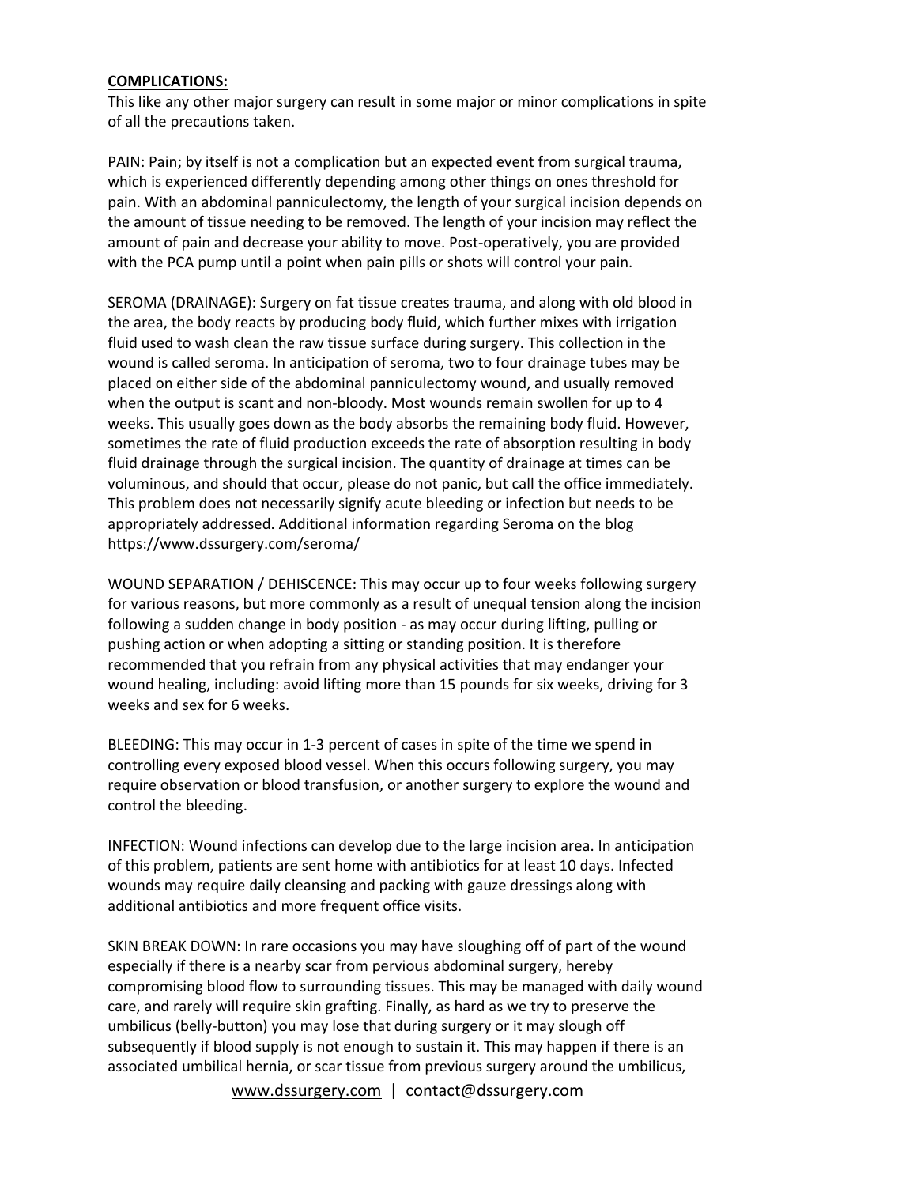**COMPLICATIONS:**

This like any other major surgery can result in some major or minor complications in spite of all the precautions taken.

PAIN: Pain; by itself is not a complication but an expected event from surgical trauma, which is experienced differently depending among other things on ones threshold for pain. With an abdominal panniculectomy, the length of your surgical incision depends on the amount of tissue needing to be removed. The length of your incision may reflect the amount of pain and decrease your ability to move. Post-operatively, you are provided with the PCA pump until a point when pain pills or shots will control your pain.

SEROMA (DRAINAGE): Surgery on fat tissue creates trauma, and along with old blood in the area, the body reacts by producing body fluid, which further mixes with irrigation fluid used to wash clean the raw tissue surface during surgery. This collection in the wound is called seroma. In anticipation of seroma, two to four drainage tubes may be placed on either side of the abdominal panniculectomy wound, and usually removed when the output is scant and non-bloody. Most wounds remain swollen for up to 4 weeks. This usually goes down as the body absorbs the remaining body fluid. However, sometimes the rate of fluid production exceeds the rate of absorption resulting in body fluid drainage through the surgical incision. The quantity of drainage at times can be voluminous, and should that occur, please do not panic, but call the office immediately. This problem does not necessarily signify acute bleeding or infection but needs to be appropriately addressed. Additional information regarding Seroma on the blog https://www.dssurgery.com/seroma/

WOUND SEPARATION / DEHISCENCE: This may occur up to four weeks following surgery for various reasons, but more commonly as a result of unequal tension along the incision following a sudden change in body position - as may occur during lifting, pulling or pushing action or when adopting a sitting or standing position. It is therefore recommended that you refrain from any physical activities that may endanger your wound healing, including: avoid lifting more than 15 pounds for six weeks, driving for 3 weeks and sex for 6 weeks.

BLEEDING: This may occur in 1-3 percent of cases in spite of the time we spend in controlling every exposed blood vessel. When this occurs following surgery, you may require observation or blood transfusion, or another surgery to explore the wound and control the bleeding.

INFECTION: Wound infections can develop due to the large incision area. In anticipation of this problem, patients are sent home with antibiotics for at least 10 days. Infected wounds may require daily cleansing and packing with gauze dressings along with additional antibiotics and more frequent office visits.

SKIN BREAK DOWN: In rare occasions you may have sloughing off of part of the wound especially if there is a nearby scar from pervious abdominal surgery, hereby compromising blood flow to surrounding tissues. This may be managed with daily wound care, and rarely will require skin grafting. Finally, as hard as we try to preserve the umbilicus (belly-button) you may lose that during surgery or it may slough off subsequently if blood supply is not enough to sustain it. This may happen if there is an associated umbilical hernia, or scar tissue from previous surgery around the umbilicus,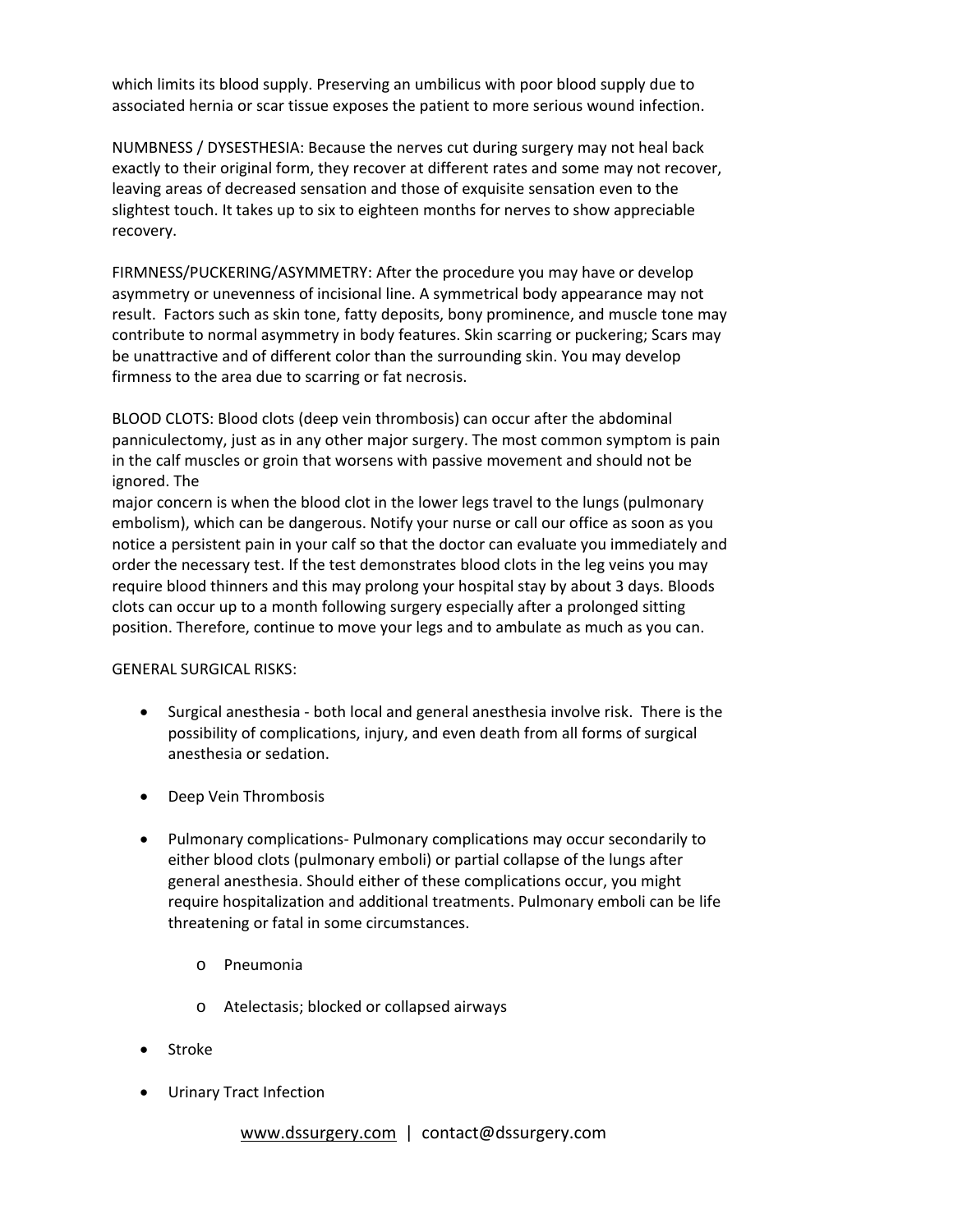which limits its blood supply. Preserving an umbilicus with poor blood supply due to associated hernia or scar tissue exposes the patient to more serious wound infection.

NUMBNESS / DYSESTHESIA: Because the nerves cut during surgery may not heal back exactly to their original form, they recover at different rates and some may not recover, leaving areas of decreased sensation and those of exquisite sensation even to the slightest touch. It takes up to six to eighteen months for nerves to show appreciable recovery.

FIRMNESS/PUCKERING/ASYMMETRY: After the procedure you may have or develop asymmetry or unevenness of incisional line. A symmetrical body appearance may not result. Factors such as skin tone, fatty deposits, bony prominence, and muscle tone may contribute to normal asymmetry in body features. Skin scarring or puckering; Scars may be unattractive and of different color than the surrounding skin. You may develop firmness to the area due to scarring or fat necrosis.

BLOOD CLOTS: Blood clots (deep vein thrombosis) can occur after the abdominal panniculectomy, just as in any other major surgery. The most common symptom is pain in the calf muscles or groin that worsens with passive movement and should not be ignored. The major concern is when the blood clot in the lower legs travel to the lungs (pulmonary embolism), which can be dangerous. Notify your nurse or call our office as soon as you notice a persistent pain in your calf so that the doctor can evaluate you immediately and order the necessary test. If the test demonstrates blood clots in the leg veins you may require blood thinners and this may prolong your hospital stay by about 3 days. Bloods clots can occur up to a month following surgery especially after a prolonged sitting position. Therefore, continue to move your legs and to ambulate as much as you can.

GENERAL SURGICAL RISKS:

- Surgical anesthesia - both local and general anesthesia involve risk. There is the possibility of complications, injury, and even death from all forms of surgical anesthesia or sedation.
- Deep Vein Thrombosis
- Pulmonary complications- Pulmonary complications may occur secondarily to either blood clots (pulmonary emboli) or partial collapse of the lungs after general anesthesia. Should either of these complications occur, you might require hospitalization and additional treatments. Pulmonary emboli can be life threatening or fatal in some circumstances.
    - Pneumonia
    - Atelectasis; blocked or collapsed airways
- Stroke
- Urinary Tract Infection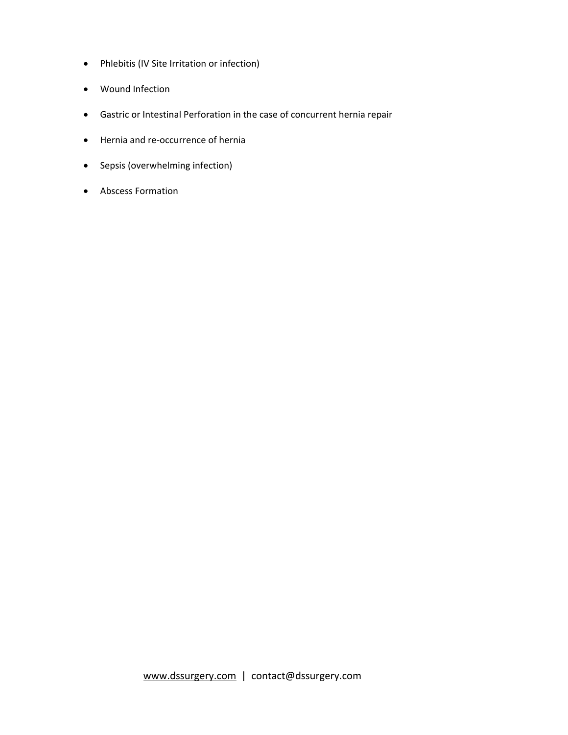- Phlebitis (IV Site Irritation or infection)
- Wound Infection
- Gastric or Intestinal Perforation in the case of concurrent hernia repair
- Hernia and re-occurrence of hernia
- Sepsis (overwhelming infection)
- Abscess Formation